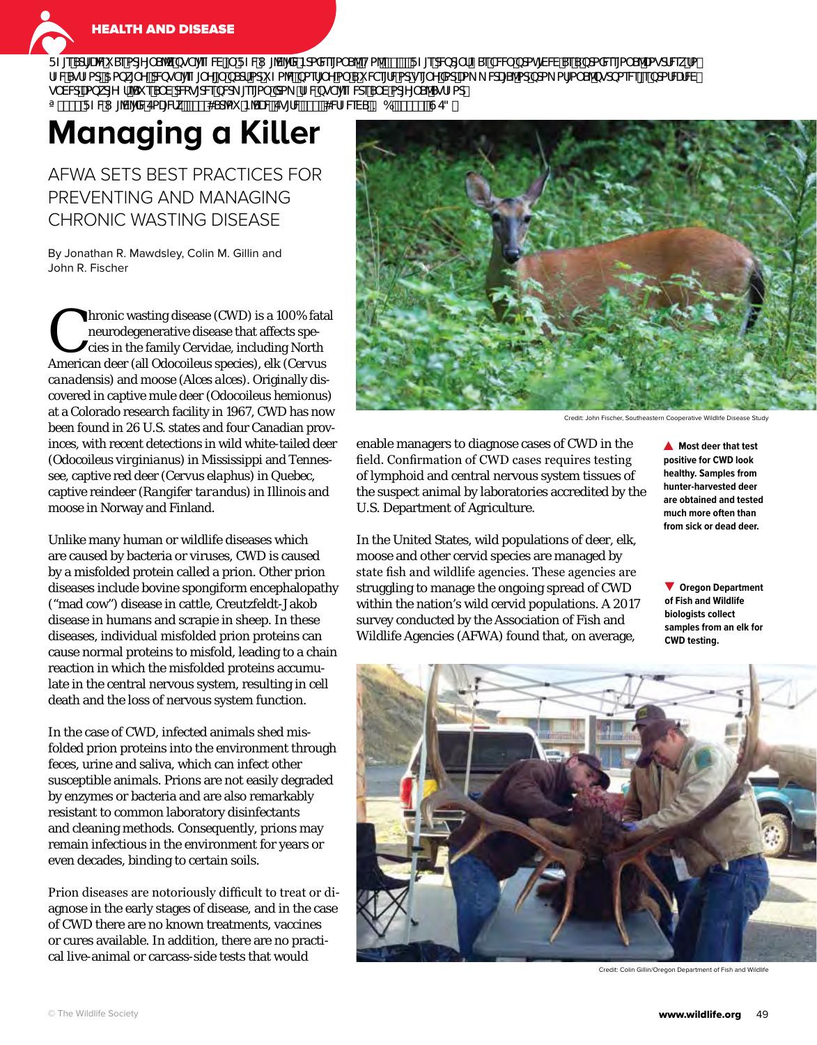HEALTH AND DISEASE

# Managing a Killer

## AFWA SETS BEST PRACTICES FOR PREVENTING AND MANAGING CHRONIC WASTING DISEASE

By Jonathan R. Mawdsley, Colin M. Gillin and John R. Fischer

Chronic wasting disease (CWD) is a 100% fatal neurodegenerative disease that affects species in the family Cervidae, including North American deer (all Odocoileus species), elk (*Cervus canadensis*) and moose (*Alces alces*). Originally discovered in captive mule deer (*Odocoileus hemionus*) at a Colorado research facility in 1967, CWD has now been found in 26 U.S. states and four Canadian provinces, with recent detections in wild white-tailed deer (*Odocoileus virginianus*) in Mississippi and Tennessee, captive red deer (*Cervus elaphus*) in Quebec, captive reindeer (*Rangifer tarandus*) in Illinois and moose in Norway and Finland.

Unlike many human or wildlife diseases which are caused by bacteria or viruses, CWD is caused by a misfolded protein called a prion. Other prion diseases include bovine spongiform encephalopathy ("mad cow") disease in cattle, Creutzfeldt-Jakob disease in humans and scrapie in sheep. In these diseases, individual misfolded prion proteins can cause normal proteins to misfold, leading to a chain reaction in which the misfolded proteins accumulate in the central nervous system, resulting in cell death and the loss of nervous system function.

In the case of CWD, infected animals shed misfolded prion proteins into the environment through feces, urine and saliva, which can infect other susceptible animals. Prions are not easily degraded by enzymes or bacteria and are also remarkably resistant to common laboratory disinfectants and cleaning methods. Consequently, prions may remain infectious in the environment for years or even decades, binding to certain soils.

Prion diseases are notoriously difficult to treat or diagnose in the early stages of disease, and in the case of CWD there are no known treatments, vaccines or cures available. In addition, there are no practical live-animal or carcass-side tests that would enable managers to diagnose cases of CWD in the field. Confirmation of CWD cases requires testing of lymphoid and central nervous system tissues of the suspect animal by laboratories accredited by the U.S. Department of Agriculture.

In the United States, wild populations of deer, elk, moose and other cervid species are managed by state fish and wildlife agencies. These agencies are struggling to manage the ongoing spread of CWD within the nation's wild cervid populations. A 2017 survey conducted by the Association of Fish and Wildlife Agencies (AFWA) found that, on average,

Credit: John Fischer, Southeastern Cooperative Wildlife Disease Study

▲ **Most deer that test positive for CWD look healthy. Samples from hunter-harvested deer are obtained and tested much more often than from sick or dead deer.**

▼ **Oregon Department of Fish and Wildlife biologists collect samples from an elk for CWD testing.**

Credit: Colin Gillin/Oregon Department of Fish and Wildlife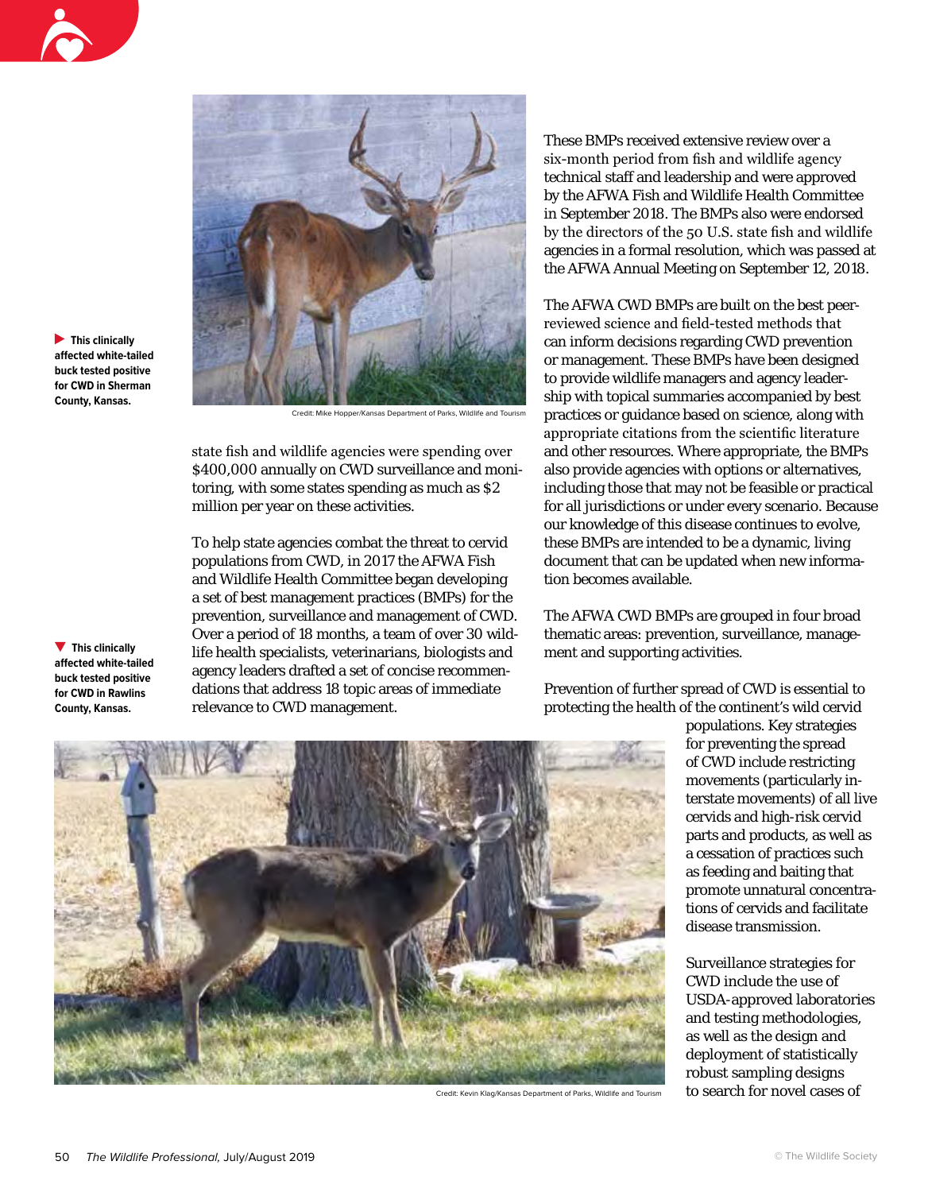▶ This clinically affected white-tailed buck tested positive for CWD in Sherman County, Kansas.

Credit: Mike Hopper/Kansas Department of Parks, Wildlife and Tourism

▼ This clinically affected white-tailed buck tested positive for CWD in Rawlins County, Kansas.

Credit: Kevin Klag/Kansas Department of Parks, Wildlife and Tourism

state fish and wildlife agencies were spending over $400,000 annually on CWD surveillance and monitoring, with some states spending as much as $2 million per year on these activities.

To help state agencies combat the threat to cervid populations from CWD, in 2017 the AFWA Fish and Wildlife Health Committee began developing a set of best management practices (BMPs) for the prevention, surveillance and management of CWD. Over a period of 18 months, a team of over 30 wildlife health specialists, veterinarians, biologists and agency leaders drafted a set of concise recommendations that address 18 topic areas of immediate relevance to CWD management.

These BMPs received extensive review over a six-month period from fish and wildlife agency technical staff and leadership and were approved by the AFWA Fish and Wildlife Health Committee in September 2018. The BMPs also were endorsed by the directors of the 50 U.S. state fish and wildlife agencies in a formal resolution, which was passed at the AFWA Annual Meeting on September 12, 2018.

The AFWA CWD BMPs are built on the best peer-reviewed science and field-tested methods that can inform decisions regarding CWD prevention or management. These BMPs have been designed to provide wildlife managers and agency leadership with topical summaries accompanied by best practices or guidance based on science, along with appropriate citations from the scientific literature and other resources. Where appropriate, the BMPs also provide agencies with options or alternatives, including those that may not be feasible or practical for all jurisdictions or under every scenario. Because our knowledge of this disease continues to evolve, these BMPs are intended to be a dynamic, living document that can be updated when new information becomes available.

The AFWA CWD BMPs are grouped in four broad thematic areas: prevention, surveillance, management and supporting activities.

Prevention of further spread of CWD is essential to protecting the health of the continent's wild cervid populations. Key strategies for preventing the spread of CWD include restricting movements (particularly interstate movements) of all live cervids and high-risk cervid parts and products, as well as a cessation of practices such as feeding and baiting that promote unnatural concentrations of cervids and facilitate disease transmission.

Surveillance strategies for CWD include the use of USDA-approved laboratories and testing methodologies, as well as the design and deployment of statistically robust sampling designs to search for novel cases of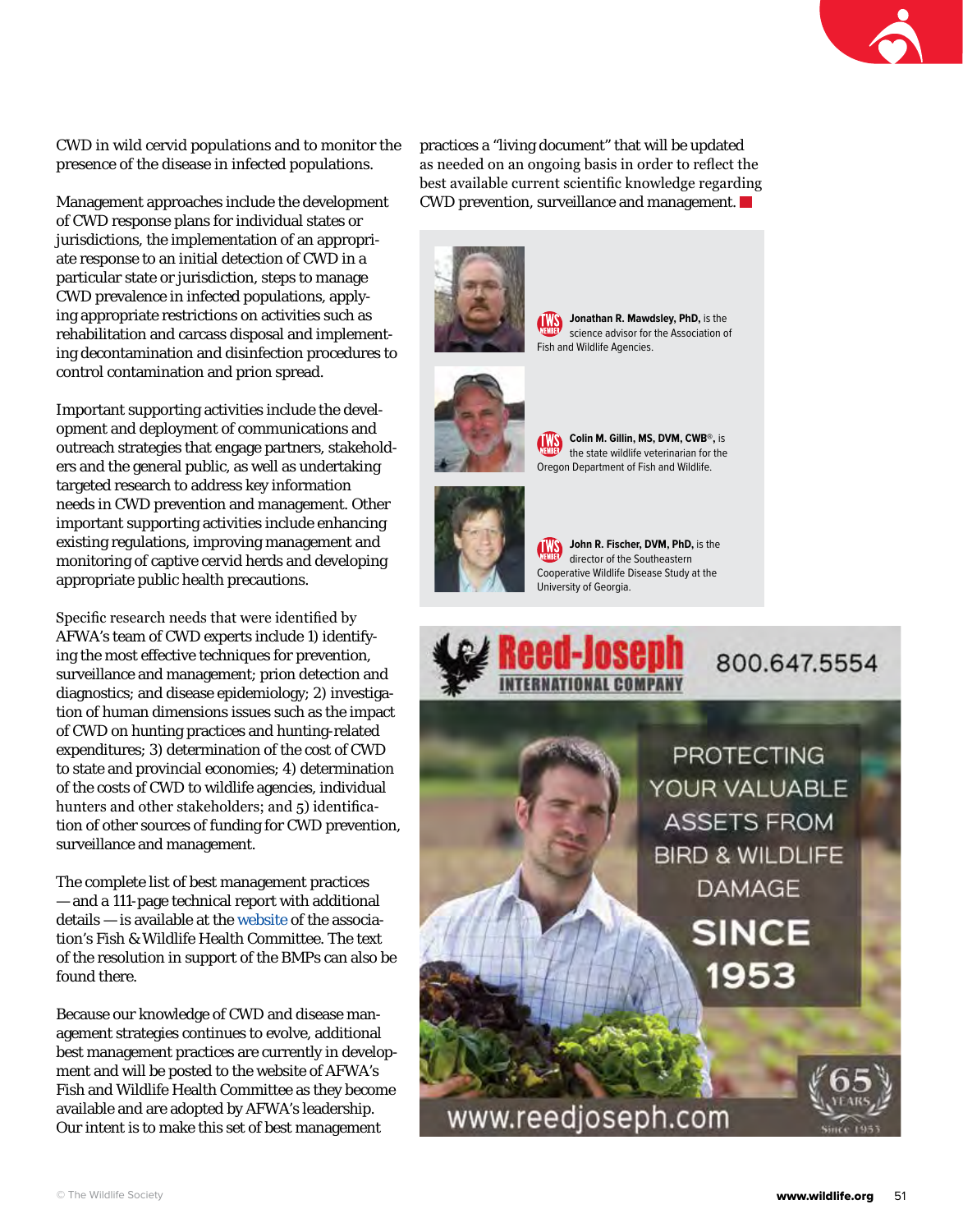CWD in wild cervid populations and to monitor the presence of the disease in infected populations.

Management approaches include the development of CWD response plans for individual states or jurisdictions, the implementation of an appropriate response to an initial detection of CWD in a particular state or jurisdiction, steps to manage CWD prevalence in infected populations, applying appropriate restrictions on activities such as rehabilitation and carcass disposal and implementing decontamination and disinfection procedures to control contamination and prion spread.

Important supporting activities include the development and deployment of communications and outreach strategies that engage partners, stakeholders and the general public, as well as undertaking targeted research to address key information needs in CWD prevention and management. Other important supporting activities include enhancing existing regulations, improving management and monitoring of captive cervid herds and developing appropriate public health precautions.

Specific research needs that were identified by AFWA's team of CWD experts include 1) identifying the most effective techniques for prevention, surveillance and management; prion detection and diagnostics; and disease epidemiology; 2) investigation of human dimensions issues such as the impact of CWD on hunting practices and hunting-related expenditures; 3) determination of the cost of CWD to state and provincial economies; 4) determination of the costs of CWD to wildlife agencies, individual hunters and other stakeholders; and 5) identification of other sources of funding for CWD prevention, surveillance and management.

The complete list of best management practices — and a 111-page technical report with additional details — is available at the website of the association's Fish & Wildlife Health Committee. The text of the resolution in support of the BMPs can also be found there.

Because our knowledge of CWD and disease management strategies continues to evolve, additional best management practices are currently in development and will be posted to the website of AFWA's Fish and Wildlife Health Committee as they become available and are adopted by AFWA's leadership. Our intent is to make this set of best management practices a "living document" that will be updated as needed on an ongoing basis in order to reflect the best available current scientific knowledge regarding CWD prevention, surveillance and management.

TWS MEMBER **Jonathan R. Mawdsley, PhD,** is the science advisor for the Association of Fish and Wildlife Agencies.

TWS MEMBER **Colin M. Gillin, MS, DVM, CWB®,** is the state wildlife veterinarian for the Oregon Department of Fish and Wildlife.

TWS MEMBER **John R. Fischer, DVM, PhD,** is the director of the Southeastern Cooperative Wildlife Disease Study at the University of Georgia.

Reed-Joseph International Company

800.647.5554

PROTECTING YOUR VALUABLE ASSETS FROM BIRD & WILDLIFE DAMAGE

SINCE 1953

65 YEARS Since 1953

www.reedjoseph.com